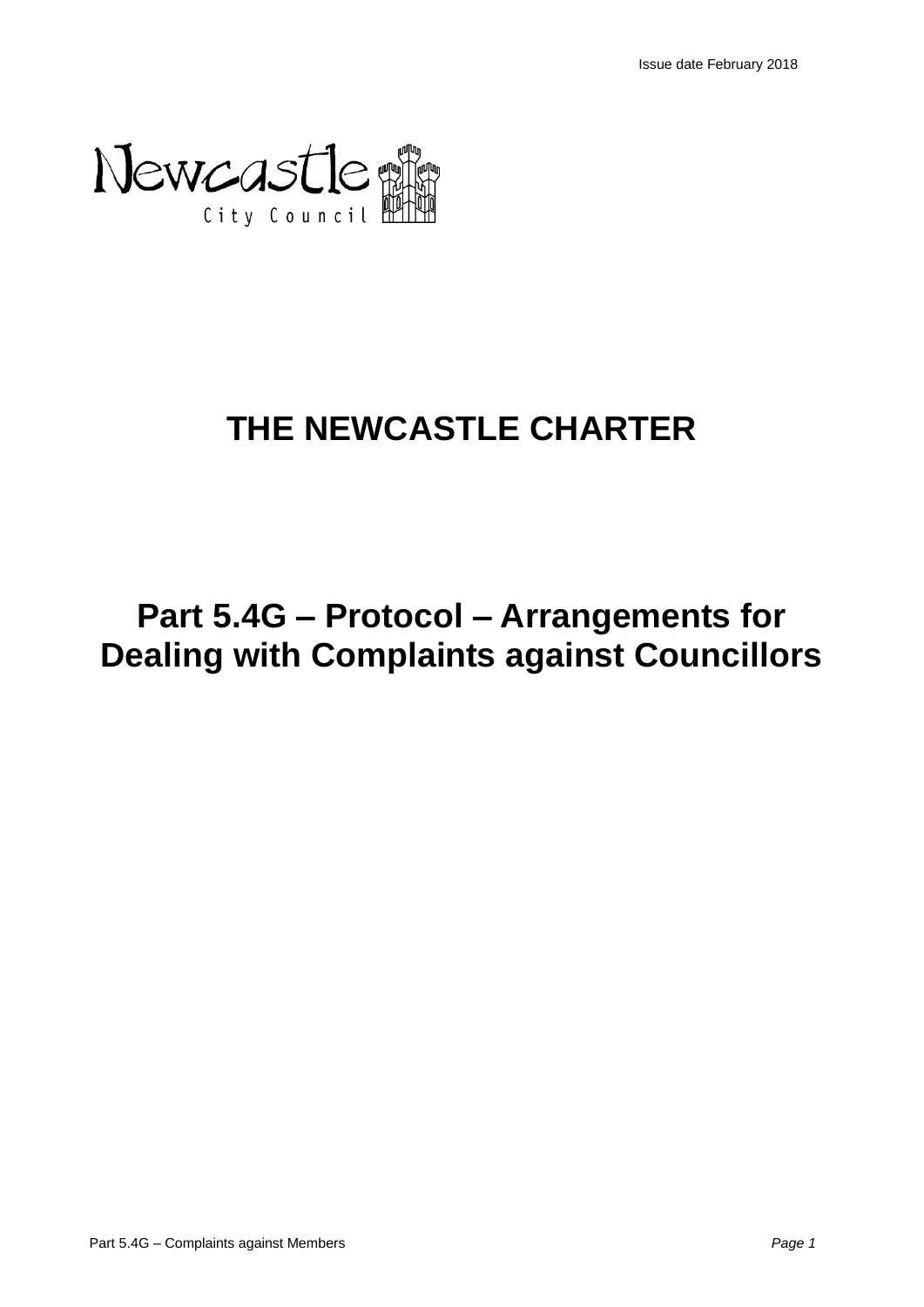Issue date February 2018

Newcastle City Council

# THE NEWCASTLE CHARTER

# Part 5.4G – Protocol – Arrangements for Dealing with Complaints against Councillors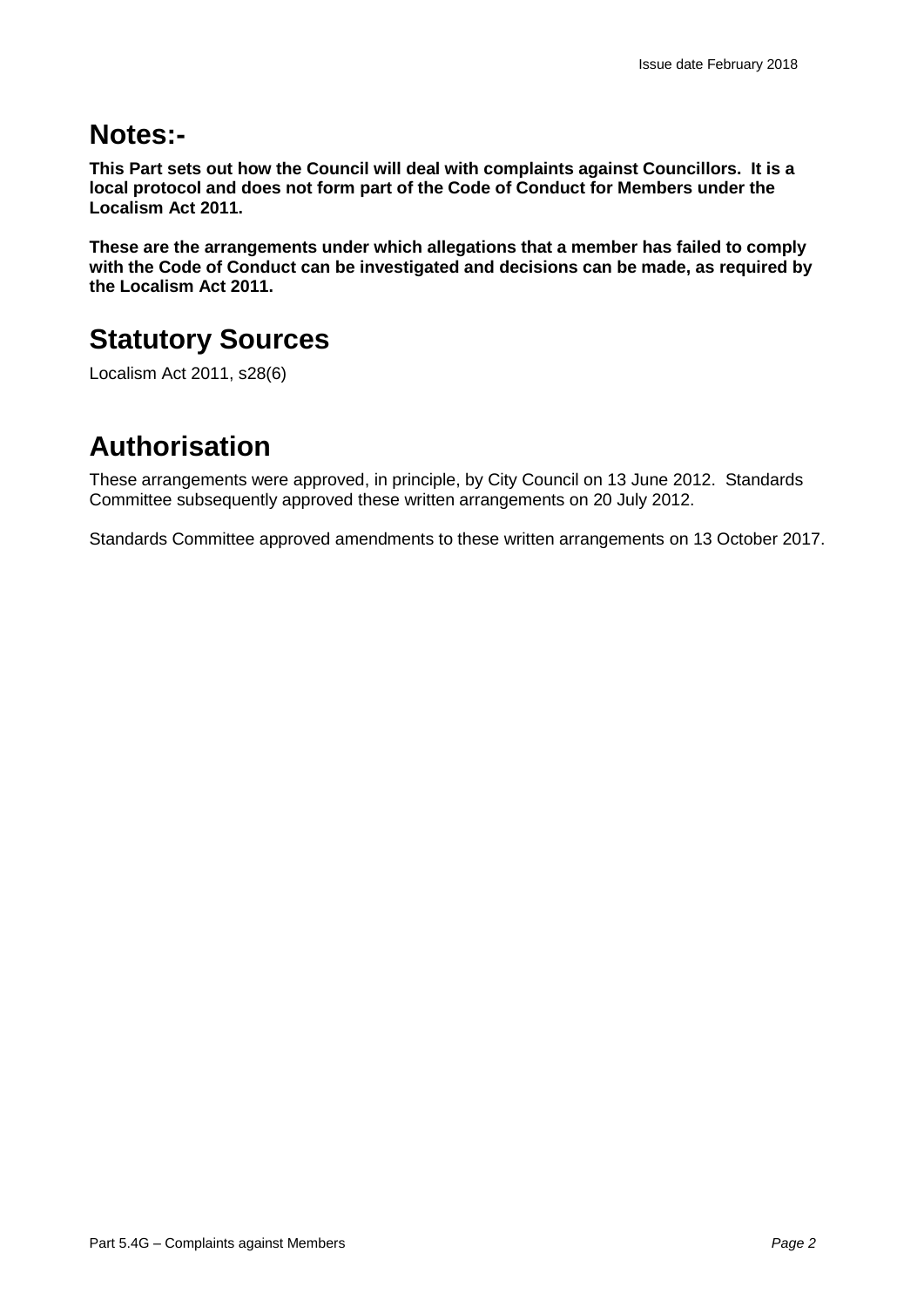# Notes:-

**This Part sets out how the Council will deal with complaints against Councillors. It is a local protocol and does not form part of the Code of Conduct for Members under the Localism Act 2011.**

**These are the arrangements under which allegations that a member has failed to comply with the Code of Conduct can be investigated and decisions can be made, as required by the Localism Act 2011.**

# Statutory Sources

Localism Act 2011, s28(6)

# Authorisation

These arrangements were approved, in principle, by City Council on 13 June 2012. Standards Committee subsequently approved these written arrangements on 20 July 2012.

Standards Committee approved amendments to these written arrangements on 13 October 2017.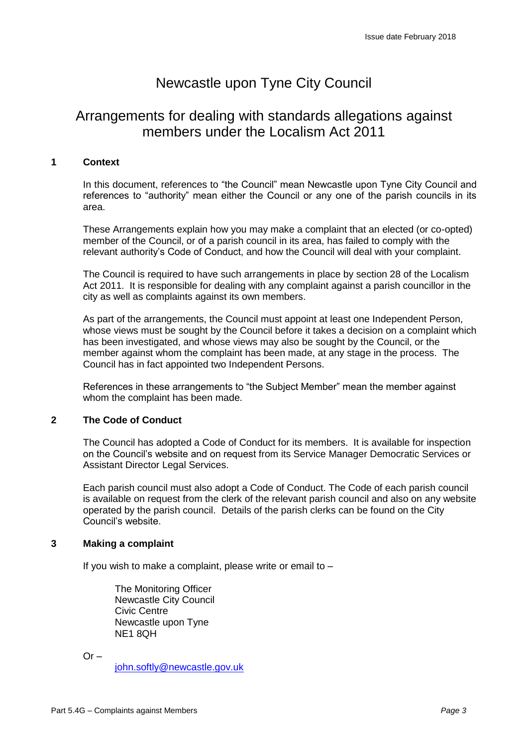# Newcastle upon Tyne City Council

## Arrangements for dealing with standards allegations against members under the Localism Act 2011

### 1 Context

In this document, references to "the Council" mean Newcastle upon Tyne City Council and references to "authority" mean either the Council or any one of the parish councils in its area.

These Arrangements explain how you may make a complaint that an elected (or co-opted) member of the Council, or of a parish council in its area, has failed to comply with the relevant authority's Code of Conduct, and how the Council will deal with your complaint.

The Council is required to have such arrangements in place by section 28 of the Localism Act 2011. It is responsible for dealing with any complaint against a parish councillor in the city as well as complaints against its own members.

As part of the arrangements, the Council must appoint at least one Independent Person, whose views must be sought by the Council before it takes a decision on a complaint which has been investigated, and whose views may also be sought by the Council, or the member against whom the complaint has been made, at any stage in the process. The Council has in fact appointed two Independent Persons.

References in these arrangements to "the Subject Member" mean the member against whom the complaint has been made.

### 2 The Code of Conduct

The Council has adopted a Code of Conduct for its members. It is available for inspection on the Council's website and on request from its Service Manager Democratic Services or Assistant Director Legal Services.

Each parish council must also adopt a Code of Conduct. The Code of each parish council is available on request from the clerk of the relevant parish council and also on any website operated by the parish council. Details of the parish clerks can be found on the City Council's website.

### 3 Making a complaint

If you wish to make a complaint, please write or email to –

The Monitoring Officer
Newcastle City Council
Civic Centre
Newcastle upon Tyne
NE1 8QH

Or –

john.softly@newcastle.gov.uk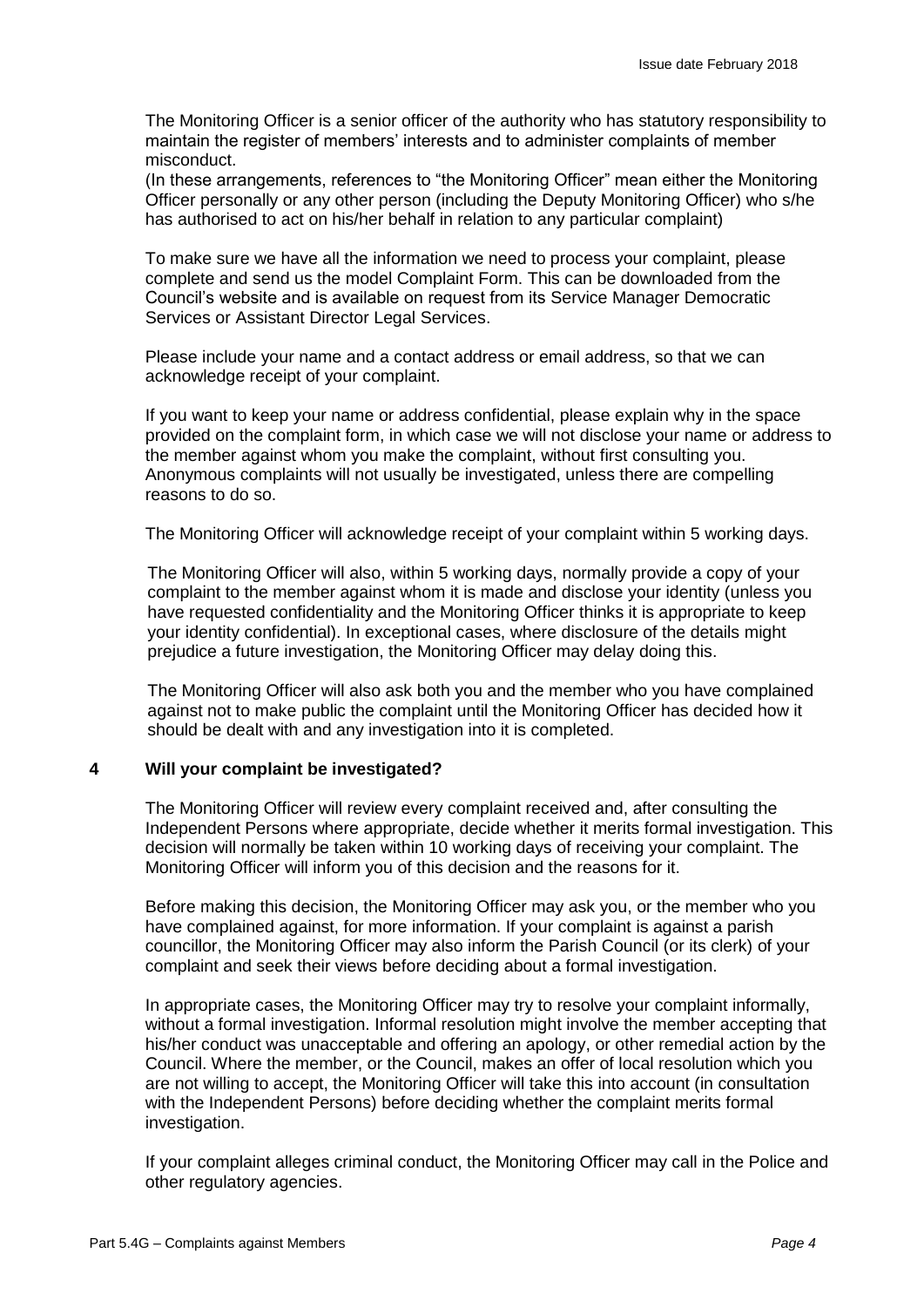The Monitoring Officer is a senior officer of the authority who has statutory responsibility to maintain the register of members' interests and to administer complaints of member misconduct.
(In these arrangements, references to "the Monitoring Officer" mean either the Monitoring Officer personally or any other person (including the Deputy Monitoring Officer) who s/he has authorised to act on his/her behalf in relation to any particular complaint)

To make sure we have all the information we need to process your complaint, please complete and send us the model Complaint Form. This can be downloaded from the Council's website and is available on request from its Service Manager Democratic Services or Assistant Director Legal Services.

Please include your name and a contact address or email address, so that we can acknowledge receipt of your complaint.

If you want to keep your name or address confidential, please explain why in the space provided on the complaint form, in which case we will not disclose your name or address to the member against whom you make the complaint, without first consulting you. Anonymous complaints will not usually be investigated, unless there are compelling reasons to do so.

The Monitoring Officer will acknowledge receipt of your complaint within 5 working days.

The Monitoring Officer will also, within 5 working days, normally provide a copy of your complaint to the member against whom it is made and disclose your identity (unless you have requested confidentiality and the Monitoring Officer thinks it is appropriate to keep your identity confidential). In exceptional cases, where disclosure of the details might prejudice a future investigation, the Monitoring Officer may delay doing this.

The Monitoring Officer will also ask both you and the member who you have complained against not to make public the complaint until the Monitoring Officer has decided how it should be dealt with and any investigation into it is completed.

## 4 Will your complaint be investigated?

The Monitoring Officer will review every complaint received and, after consulting the Independent Persons where appropriate, decide whether it merits formal investigation. This decision will normally be taken within 10 working days of receiving your complaint. The Monitoring Officer will inform you of this decision and the reasons for it.

Before making this decision, the Monitoring Officer may ask you, or the member who you have complained against, for more information. If your complaint is against a parish councillor, the Monitoring Officer may also inform the Parish Council (or its clerk) of your complaint and seek their views before deciding about a formal investigation.

In appropriate cases, the Monitoring Officer may try to resolve your complaint informally, without a formal investigation. Informal resolution might involve the member accepting that his/her conduct was unacceptable and offering an apology, or other remedial action by the Council. Where the member, or the Council, makes an offer of local resolution which you are not willing to accept, the Monitoring Officer will take this into account (in consultation with the Independent Persons) before deciding whether the complaint merits formal investigation.

If your complaint alleges criminal conduct, the Monitoring Officer may call in the Police and other regulatory agencies.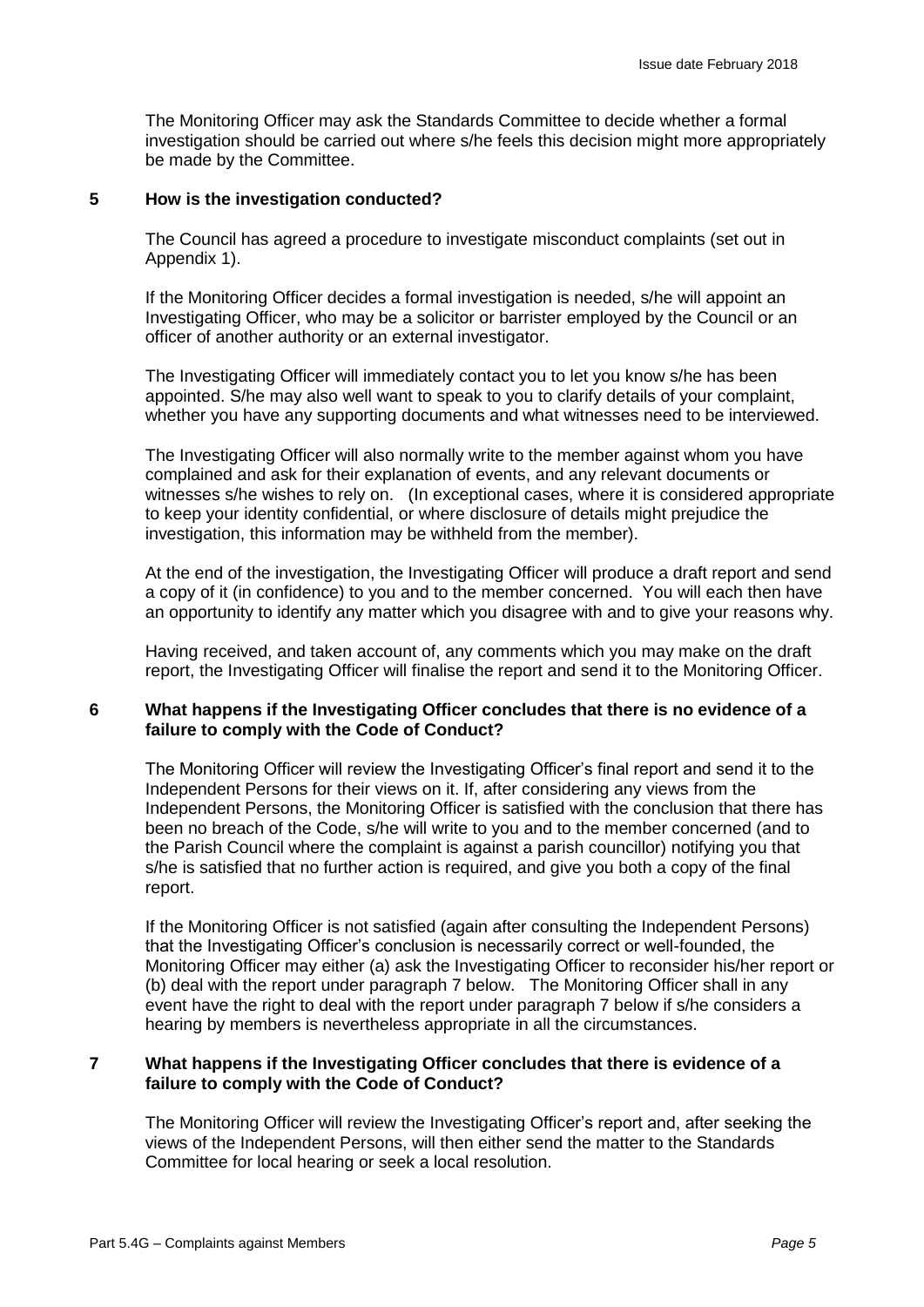The Monitoring Officer may ask the Standards Committee to decide whether a formal investigation should be carried out where s/he feels this decision might more appropriately be made by the Committee.

## 5 How is the investigation conducted?

The Council has agreed a procedure to investigate misconduct complaints (set out in Appendix 1).

If the Monitoring Officer decides a formal investigation is needed, s/he will appoint an Investigating Officer, who may be a solicitor or barrister employed by the Council or an officer of another authority or an external investigator.

The Investigating Officer will immediately contact you to let you know s/he has been appointed. S/he may also well want to speak to you to clarify details of your complaint, whether you have any supporting documents and what witnesses need to be interviewed.

The Investigating Officer will also normally write to the member against whom you have complained and ask for their explanation of events, and any relevant documents or witnesses s/he wishes to rely on. (In exceptional cases, where it is considered appropriate to keep your identity confidential, or where disclosure of details might prejudice the investigation, this information may be withheld from the member).

At the end of the investigation, the Investigating Officer will produce a draft report and send a copy of it (in confidence) to you and to the member concerned. You will each then have an opportunity to identify any matter which you disagree with and to give your reasons why.

Having received, and taken account of, any comments which you may make on the draft report, the Investigating Officer will finalise the report and send it to the Monitoring Officer.

## 6 What happens if the Investigating Officer concludes that there is no evidence of a failure to comply with the Code of Conduct?

The Monitoring Officer will review the Investigating Officer's final report and send it to the Independent Persons for their views on it. If, after considering any views from the Independent Persons, the Monitoring Officer is satisfied with the conclusion that there has been no breach of the Code, s/he will write to you and to the member concerned (and to the Parish Council where the complaint is against a parish councillor) notifying you that s/he is satisfied that no further action is required, and give you both a copy of the final report.

If the Monitoring Officer is not satisfied (again after consulting the Independent Persons) that the Investigating Officer's conclusion is necessarily correct or well-founded, the Monitoring Officer may either (a) ask the Investigating Officer to reconsider his/her report or (b) deal with the report under paragraph 7 below. The Monitoring Officer shall in any event have the right to deal with the report under paragraph 7 below if s/he considers a hearing by members is nevertheless appropriate in all the circumstances.

## 7 What happens if the Investigating Officer concludes that there is evidence of a failure to comply with the Code of Conduct?

The Monitoring Officer will review the Investigating Officer's report and, after seeking the views of the Independent Persons, will then either send the matter to the Standards Committee for local hearing or seek a local resolution.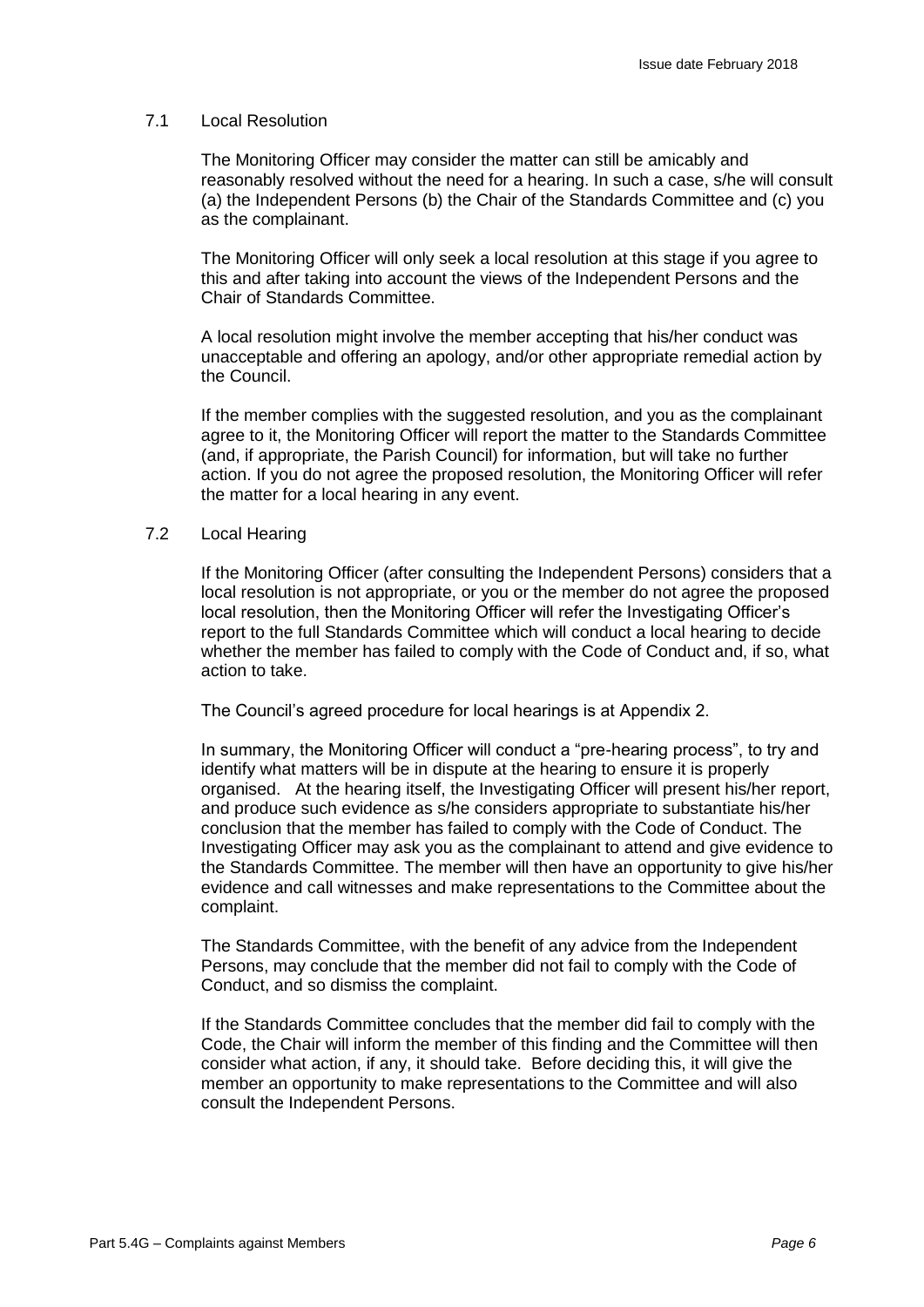### 7.1 Local Resolution

The Monitoring Officer may consider the matter can still be amicably and reasonably resolved without the need for a hearing. In such a case, s/he will consult (a) the Independent Persons (b) the Chair of the Standards Committee and (c) you as the complainant.

The Monitoring Officer will only seek a local resolution at this stage if you agree to this and after taking into account the views of the Independent Persons and the Chair of Standards Committee.

A local resolution might involve the member accepting that his/her conduct was unacceptable and offering an apology, and/or other appropriate remedial action by the Council.

If the member complies with the suggested resolution, and you as the complainant agree to it, the Monitoring Officer will report the matter to the Standards Committee (and, if appropriate, the Parish Council) for information, but will take no further action. If you do not agree the proposed resolution, the Monitoring Officer will refer the matter for a local hearing in any event.

### 7.2 Local Hearing

If the Monitoring Officer (after consulting the Independent Persons) considers that a local resolution is not appropriate, or you or the member do not agree the proposed local resolution, then the Monitoring Officer will refer the Investigating Officer's report to the full Standards Committee which will conduct a local hearing to decide whether the member has failed to comply with the Code of Conduct and, if so, what action to take.

The Council's agreed procedure for local hearings is at Appendix 2.

In summary, the Monitoring Officer will conduct a "pre-hearing process", to try and identify what matters will be in dispute at the hearing to ensure it is properly organised. At the hearing itself, the Investigating Officer will present his/her report, and produce such evidence as s/he considers appropriate to substantiate his/her conclusion that the member has failed to comply with the Code of Conduct. The Investigating Officer may ask you as the complainant to attend and give evidence to the Standards Committee. The member will then have an opportunity to give his/her evidence and call witnesses and make representations to the Committee about the complaint.

The Standards Committee, with the benefit of any advice from the Independent Persons, may conclude that the member did not fail to comply with the Code of Conduct, and so dismiss the complaint.

If the Standards Committee concludes that the member did fail to comply with the Code, the Chair will inform the member of this finding and the Committee will then consider what action, if any, it should take. Before deciding this, it will give the member an opportunity to make representations to the Committee and will also consult the Independent Persons.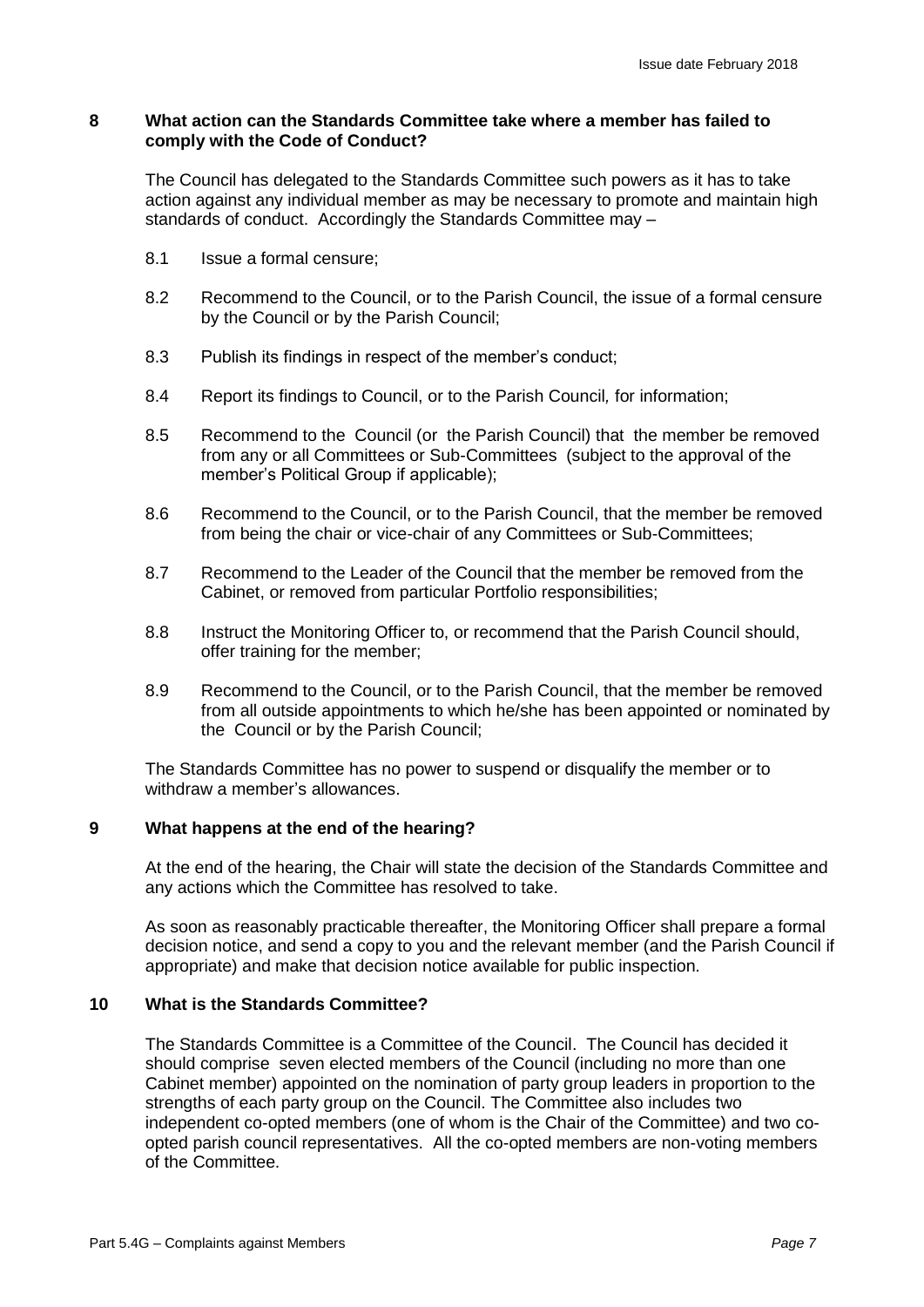## 8 What action can the Standards Committee take where a member has failed to comply with the Code of Conduct?

The Council has delegated to the Standards Committee such powers as it has to take action against any individual member as may be necessary to promote and maintain high standards of conduct. Accordingly the Standards Committee may –

8.1 Issue a formal censure;

8.2 Recommend to the Council, or to the Parish Council, the issue of a formal censure by the Council or by the Parish Council;

8.3 Publish its findings in respect of the member's conduct;

8.4 Report its findings to Council, or to the Parish Council*,* for information;

8.5 Recommend to the Council (or the Parish Council) that the member be removed from any or all Committees or Sub-Committees (subject to the approval of the member's Political Group if applicable);

8.6 Recommend to the Council, or to the Parish Council, that the member be removed from being the chair or vice-chair of any Committees or Sub-Committees;

8.7 Recommend to the Leader of the Council that the member be removed from the Cabinet, or removed from particular Portfolio responsibilities;

8.8 Instruct the Monitoring Officer to, or recommend that the Parish Council should, offer training for the member;

8.9 Recommend to the Council, or to the Parish Council, that the member be removed from all outside appointments to which he/she has been appointed or nominated by the Council or by the Parish Council;

The Standards Committee has no power to suspend or disqualify the member or to withdraw a member's allowances.

## 9 What happens at the end of the hearing?

At the end of the hearing, the Chair will state the decision of the Standards Committee and any actions which the Committee has resolved to take.

As soon as reasonably practicable thereafter, the Monitoring Officer shall prepare a formal decision notice, and send a copy to you and the relevant member (and the Parish Council if appropriate) and make that decision notice available for public inspection.

## 10 What is the Standards Committee?

The Standards Committee is a Committee of the Council. The Council has decided it should comprise seven elected members of the Council (including no more than one Cabinet member) appointed on the nomination of party group leaders in proportion to the strengths of each party group on the Council. The Committee also includes two independent co-opted members (one of whom is the Chair of the Committee) and two co-opted parish council representatives. All the co-opted members are non-voting members of the Committee.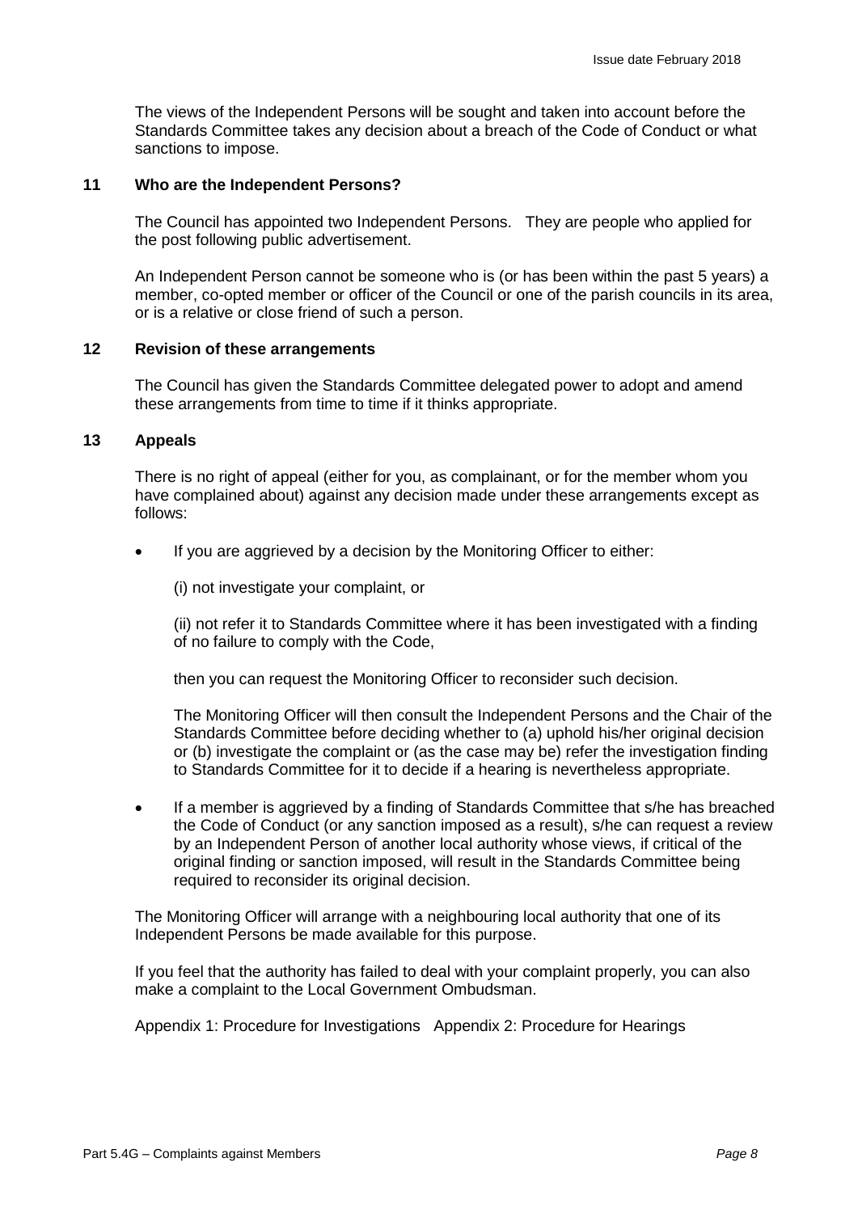The views of the Independent Persons will be sought and taken into account before the Standards Committee takes any decision about a breach of the Code of Conduct or what sanctions to impose.

## 11 Who are the Independent Persons?

The Council has appointed two Independent Persons. They are people who applied for the post following public advertisement.

An Independent Person cannot be someone who is (or has been within the past 5 years) a member, co-opted member or officer of the Council or one of the parish councils in its area, or is a relative or close friend of such a person.

## 12 Revision of these arrangements

The Council has given the Standards Committee delegated power to adopt and amend these arrangements from time to time if it thinks appropriate.

## 13 Appeals

There is no right of appeal (either for you, as complainant, or for the member whom you have complained about) against any decision made under these arrangements except as follows:

- If you are aggrieved by a decision by the Monitoring Officer to either:

  (i) not investigate your complaint, or

  (ii) not refer it to Standards Committee where it has been investigated with a finding of no failure to comply with the Code,

  then you can request the Monitoring Officer to reconsider such decision.

  The Monitoring Officer will then consult the Independent Persons and the Chair of the Standards Committee before deciding whether to (a) uphold his/her original decision or (b) investigate the complaint or (as the case may be) refer the investigation finding to Standards Committee for it to decide if a hearing is nevertheless appropriate.

- If a member is aggrieved by a finding of Standards Committee that s/he has breached the Code of Conduct (or any sanction imposed as a result), s/he can request a review by an Independent Person of another local authority whose views, if critical of the original finding or sanction imposed, will result in the Standards Committee being required to reconsider its original decision.

The Monitoring Officer will arrange with a neighbouring local authority that one of its Independent Persons be made available for this purpose.

If you feel that the authority has failed to deal with your complaint properly, you can also make a complaint to the Local Government Ombudsman.

Appendix 1: Procedure for Investigations Appendix 2: Procedure for Hearings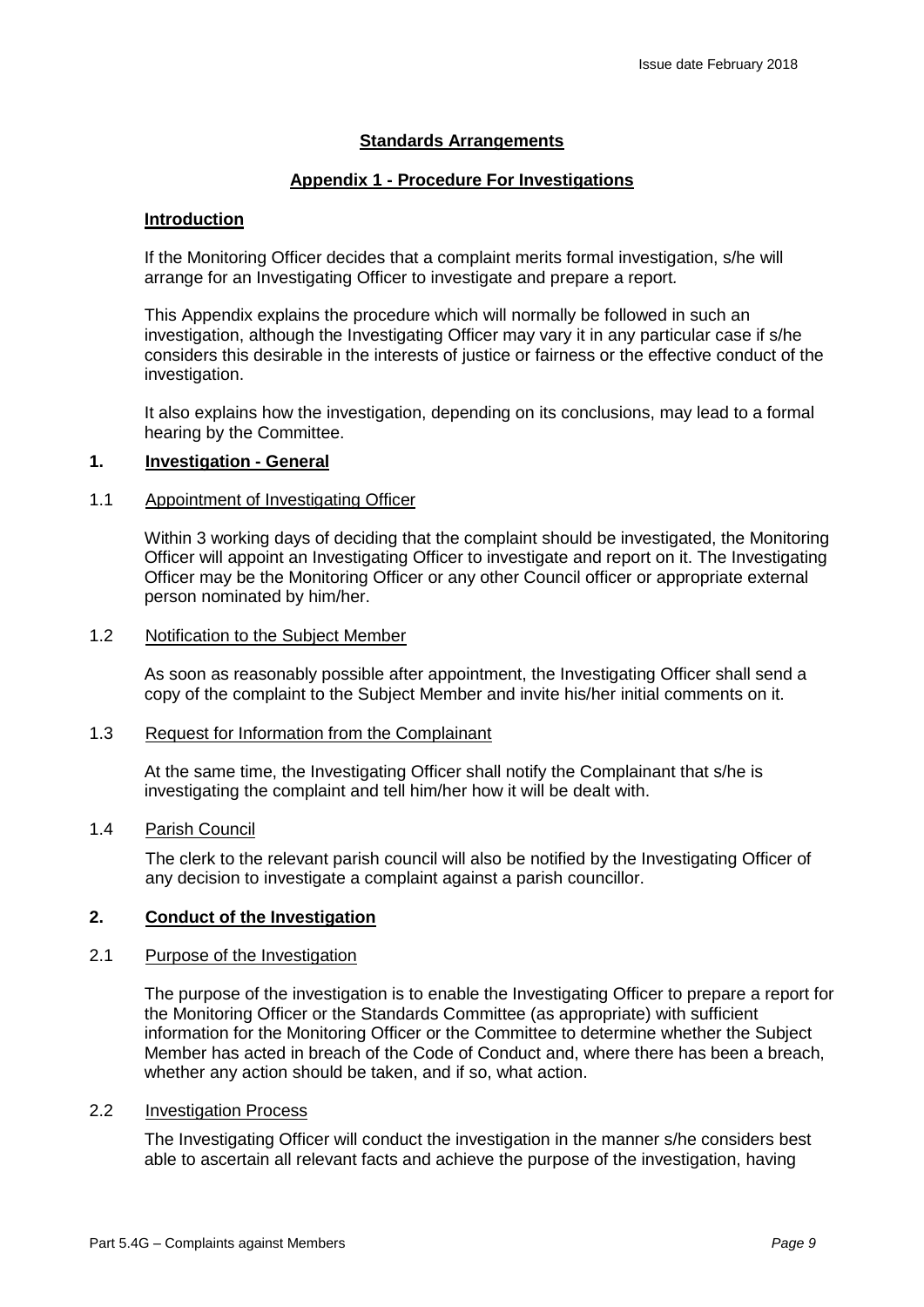## Standards Arrangements

### Appendix 1 - Procedure For Investigations

#### Introduction

If the Monitoring Officer decides that a complaint merits formal investigation, s/he will arrange for an Investigating Officer to investigate and prepare a report.

This Appendix explains the procedure which will normally be followed in such an investigation, although the Investigating Officer may vary it in any particular case if s/he considers this desirable in the interests of justice or fairness or the effective conduct of the investigation.

It also explains how the investigation, depending on its conclusions, may lead to a formal hearing by the Committee.

#### 1. Investigation - General

1.1 Appointment of Investigating Officer

Within 3 working days of deciding that the complaint should be investigated, the Monitoring Officer will appoint an Investigating Officer to investigate and report on it. The Investigating Officer may be the Monitoring Officer or any other Council officer or appropriate external person nominated by him/her.

1.2 Notification to the Subject Member

As soon as reasonably possible after appointment, the Investigating Officer shall send a copy of the complaint to the Subject Member and invite his/her initial comments on it.

1.3 Request for Information from the Complainant

At the same time, the Investigating Officer shall notify the Complainant that s/he is investigating the complaint and tell him/her how it will be dealt with.

1.4 Parish Council

The clerk to the relevant parish council will also be notified by the Investigating Officer of any decision to investigate a complaint against a parish councillor.

#### 2. Conduct of the Investigation

2.1 Purpose of the Investigation

The purpose of the investigation is to enable the Investigating Officer to prepare a report for the Monitoring Officer or the Standards Committee (as appropriate) with sufficient information for the Monitoring Officer or the Committee to determine whether the Subject Member has acted in breach of the Code of Conduct and, where there has been a breach, whether any action should be taken, and if so, what action.

2.2 Investigation Process

The Investigating Officer will conduct the investigation in the manner s/he considers best able to ascertain all relevant facts and achieve the purpose of the investigation, having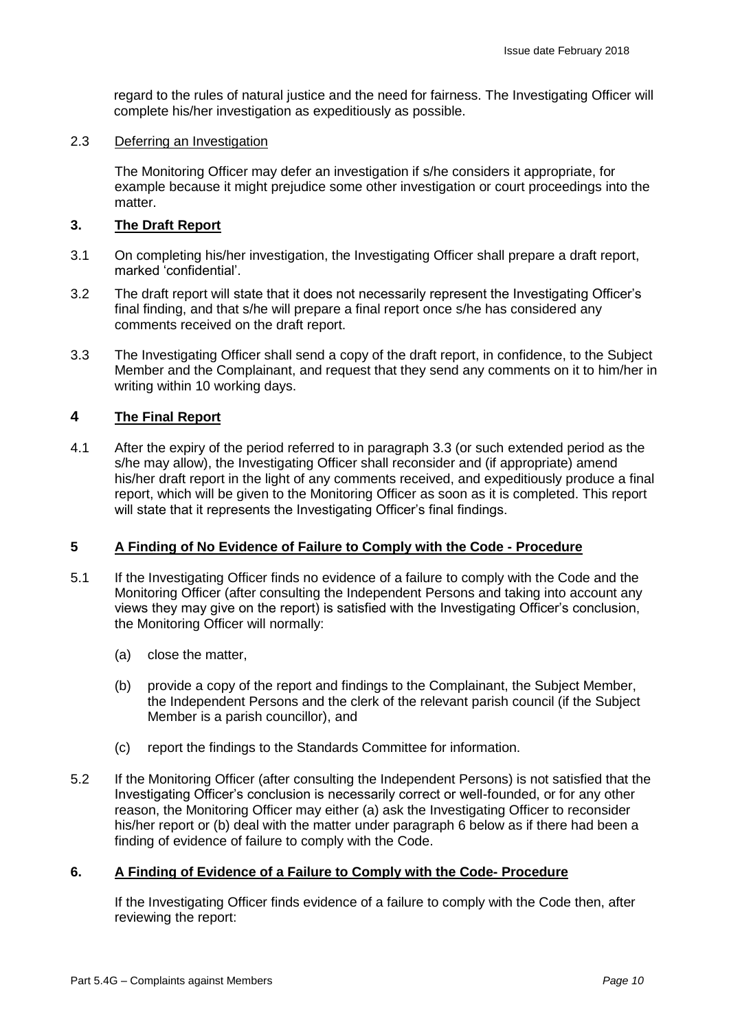regard to the rules of natural justice and the need for fairness. The Investigating Officer will complete his/her investigation as expeditiously as possible.

2.3 Deferring an Investigation

The Monitoring Officer may defer an investigation if s/he considers it appropriate, for example because it might prejudice some other investigation or court proceedings into the matter.

## 3. The Draft Report

3.1 On completing his/her investigation, the Investigating Officer shall prepare a draft report, marked 'confidential'.

3.2 The draft report will state that it does not necessarily represent the Investigating Officer's final finding, and that s/he will prepare a final report once s/he has considered any comments received on the draft report.

3.3 The Investigating Officer shall send a copy of the draft report, in confidence, to the Subject Member and the Complainant, and request that they send any comments on it to him/her in writing within 10 working days.

## 4 The Final Report

4.1 After the expiry of the period referred to in paragraph 3.3 (or such extended period as the s/he may allow), the Investigating Officer shall reconsider and (if appropriate) amend his/her draft report in the light of any comments received, and expeditiously produce a final report, which will be given to the Monitoring Officer as soon as it is completed. This report will state that it represents the Investigating Officer's final findings.

## 5 A Finding of No Evidence of Failure to Comply with the Code - Procedure

5.1 If the Investigating Officer finds no evidence of a failure to comply with the Code and the Monitoring Officer (after consulting the Independent Persons and taking into account any views they may give on the report) is satisfied with the Investigating Officer's conclusion, the Monitoring Officer will normally:

(a) close the matter,

(b) provide a copy of the report and findings to the Complainant, the Subject Member, the Independent Persons and the clerk of the relevant parish council (if the Subject Member is a parish councillor), and

(c) report the findings to the Standards Committee for information.

5.2 If the Monitoring Officer (after consulting the Independent Persons) is not satisfied that the Investigating Officer's conclusion is necessarily correct or well-founded, or for any other reason, the Monitoring Officer may either (a) ask the Investigating Officer to reconsider his/her report or (b) deal with the matter under paragraph 6 below as if there had been a finding of evidence of failure to comply with the Code.

## 6. A Finding of Evidence of a Failure to Comply with the Code- Procedure

If the Investigating Officer finds evidence of a failure to comply with the Code then, after reviewing the report: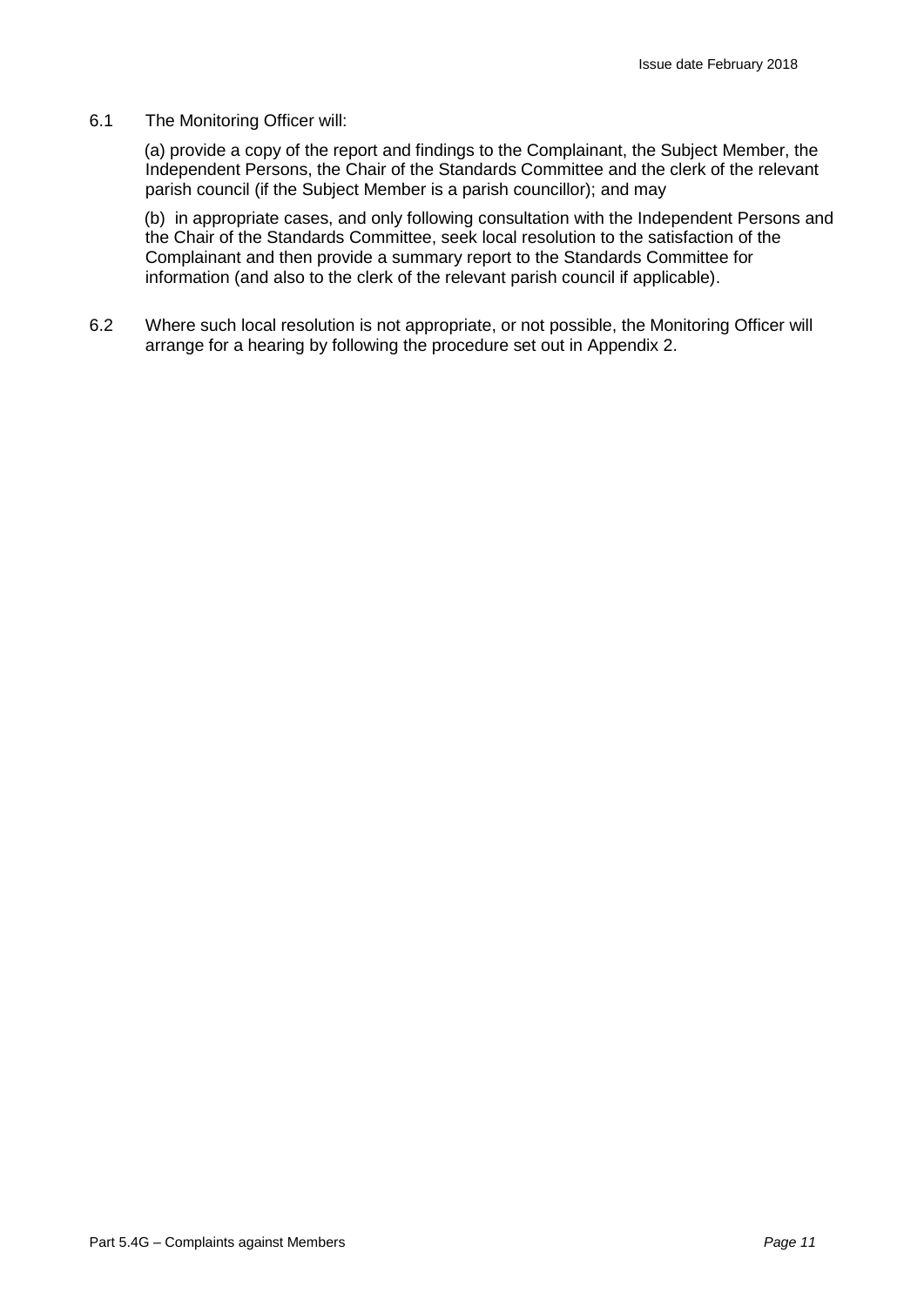6.1 The Monitoring Officer will:

(a) provide a copy of the report and findings to the Complainant, the Subject Member, the Independent Persons, the Chair of the Standards Committee and the clerk of the relevant parish council (if the Subject Member is a parish councillor); and may

(b) in appropriate cases, and only following consultation with the Independent Persons and the Chair of the Standards Committee, seek local resolution to the satisfaction of the Complainant and then provide a summary report to the Standards Committee for information (and also to the clerk of the relevant parish council if applicable).

6.2 Where such local resolution is not appropriate, or not possible, the Monitoring Officer will arrange for a hearing by following the procedure set out in Appendix 2.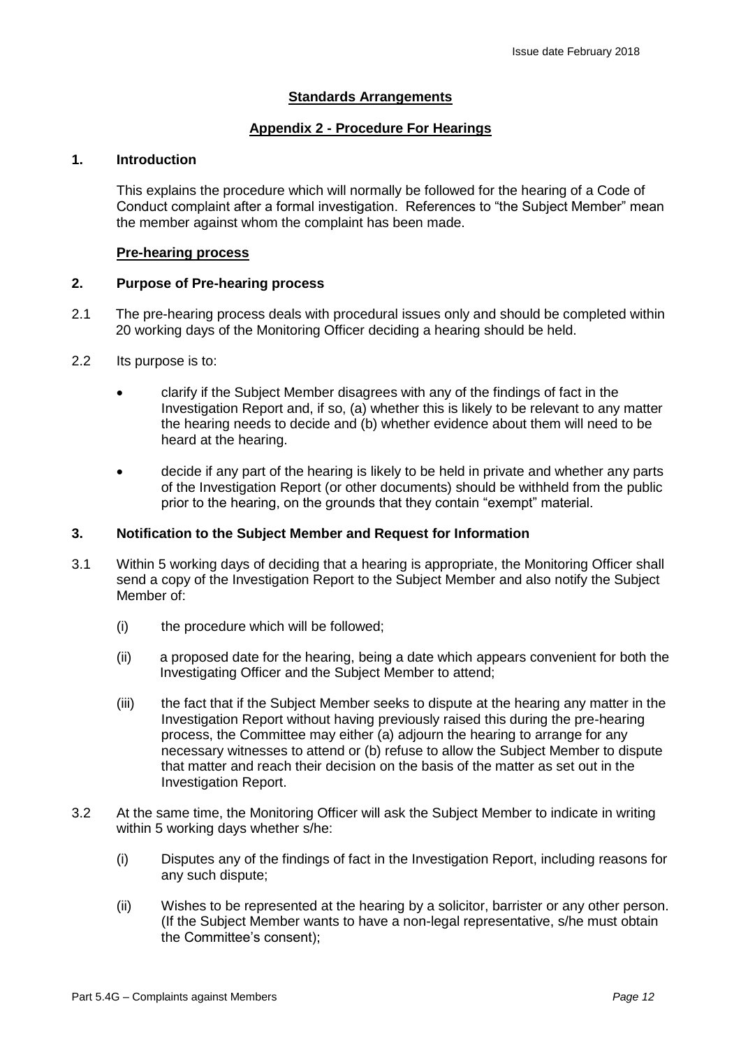## Standards Arrangements

## Appendix 2 - Procedure For Hearings

### 1. Introduction

This explains the procedure which will normally be followed for the hearing of a Code of Conduct complaint after a formal investigation. References to "the Subject Member" mean the member against whom the complaint has been made.

**Pre-hearing process**

### 2. Purpose of Pre-hearing process

2.1 The pre-hearing process deals with procedural issues only and should be completed within 20 working days of the Monitoring Officer deciding a hearing should be held.

2.2 Its purpose is to:

- clarify if the Subject Member disagrees with any of the findings of fact in the Investigation Report and, if so, (a) whether this is likely to be relevant to any matter the hearing needs to decide and (b) whether evidence about them will need to be heard at the hearing.
- decide if any part of the hearing is likely to be held in private and whether any parts of the Investigation Report (or other documents) should be withheld from the public prior to the hearing, on the grounds that they contain "exempt" material.

### 3. Notification to the Subject Member and Request for Information

3.1 Within 5 working days of deciding that a hearing is appropriate, the Monitoring Officer shall send a copy of the Investigation Report to the Subject Member and also notify the Subject Member of:

(i) the procedure which will be followed;

(ii) a proposed date for the hearing, being a date which appears convenient for both the Investigating Officer and the Subject Member to attend;

(iii) the fact that if the Subject Member seeks to dispute at the hearing any matter in the Investigation Report without having previously raised this during the pre-hearing process, the Committee may either (a) adjourn the hearing to arrange for any necessary witnesses to attend or (b) refuse to allow the Subject Member to dispute that matter and reach their decision on the basis of the matter as set out in the Investigation Report.

3.2 At the same time, the Monitoring Officer will ask the Subject Member to indicate in writing within 5 working days whether s/he:

(i) Disputes any of the findings of fact in the Investigation Report, including reasons for any such dispute;

(ii) Wishes to be represented at the hearing by a solicitor, barrister or any other person. (If the Subject Member wants to have a non-legal representative, s/he must obtain the Committee's consent);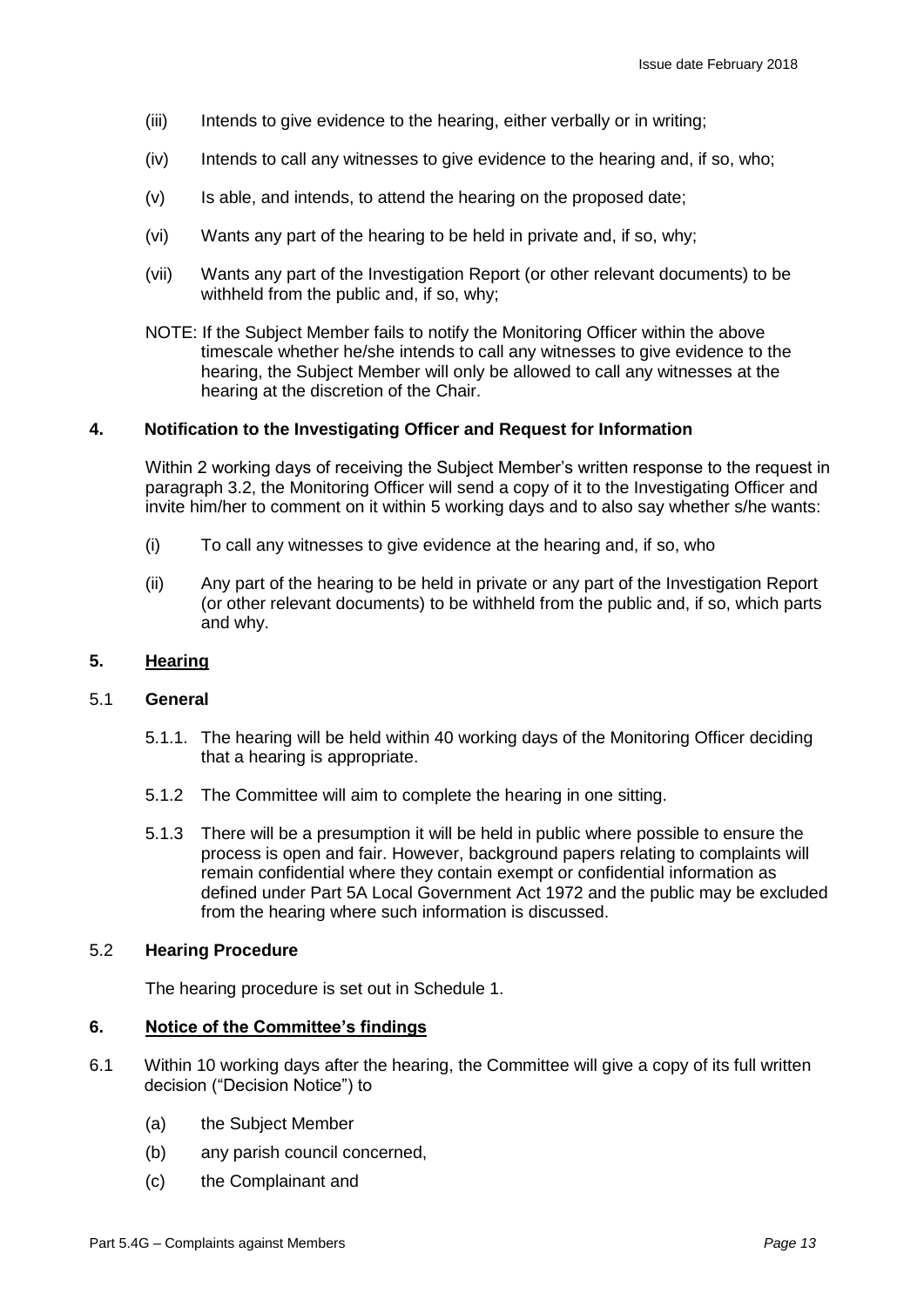(iii) Intends to give evidence to the hearing, either verbally or in writing;

(iv) Intends to call any witnesses to give evidence to the hearing and, if so, who;

(v) Is able, and intends, to attend the hearing on the proposed date;

(vi) Wants any part of the hearing to be held in private and, if so, why;

(vii) Wants any part of the Investigation Report (or other relevant documents) to be withheld from the public and, if so, why;

NOTE: If the Subject Member fails to notify the Monitoring Officer within the above timescale whether he/she intends to call any witnesses to give evidence to the hearing, the Subject Member will only be allowed to call any witnesses at the hearing at the discretion of the Chair.

## 4. Notification to the Investigating Officer and Request for Information

Within 2 working days of receiving the Subject Member's written response to the request in paragraph 3.2, the Monitoring Officer will send a copy of it to the Investigating Officer and invite him/her to comment on it within 5 working days and to also say whether s/he wants:

(i) To call any witnesses to give evidence at the hearing and, if so, who

(ii) Any part of the hearing to be held in private or any part of the Investigation Report (or other relevant documents) to be withheld from the public and, if so, which parts and why.

## 5. <u>Hearing</u>

### 5.1 General

5.1.1. The hearing will be held within 40 working days of the Monitoring Officer deciding that a hearing is appropriate.

5.1.2 The Committee will aim to complete the hearing in one sitting.

5.1.3 There will be a presumption it will be held in public where possible to ensure the process is open and fair. However, background papers relating to complaints will remain confidential where they contain exempt or confidential information as defined under Part 5A Local Government Act 1972 and the public may be excluded from the hearing where such information is discussed.

### 5.2 Hearing Procedure

The hearing procedure is set out in Schedule 1.

## 6. <u>Notice of the Committee's findings</u>

6.1 Within 10 working days after the hearing, the Committee will give a copy of its full written decision ("Decision Notice") to

(a) the Subject Member

(b) any parish council concerned,

(c) the Complainant and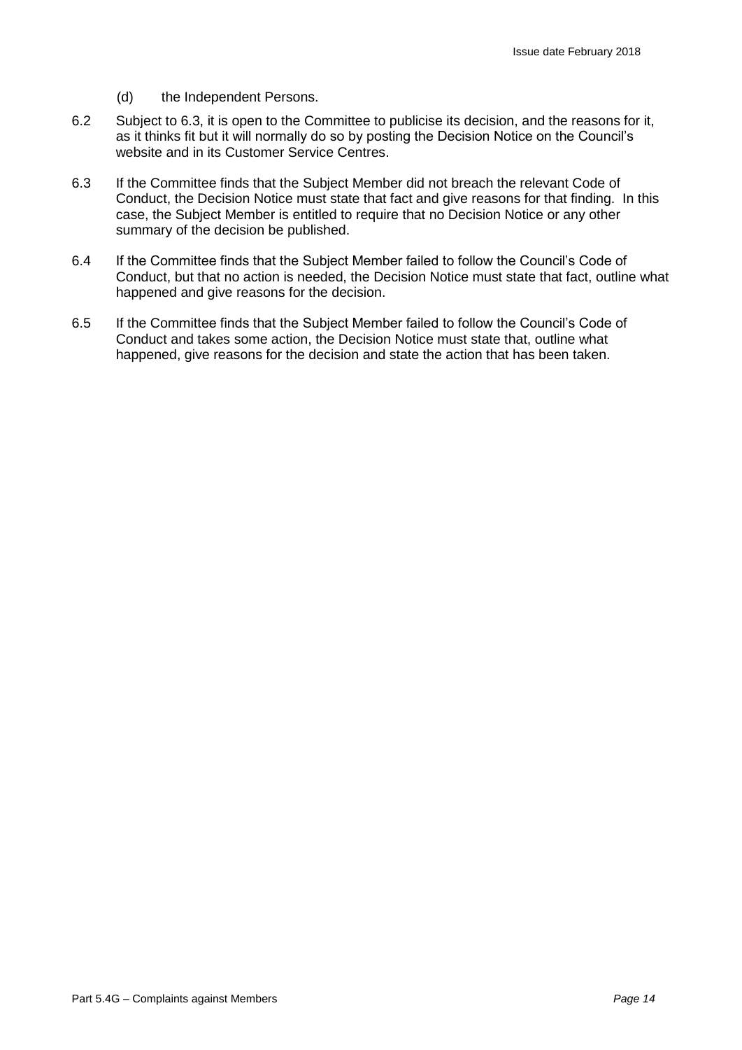(d) the Independent Persons.

6.2 Subject to 6.3, it is open to the Committee to publicise its decision, and the reasons for it, as it thinks fit but it will normally do so by posting the Decision Notice on the Council's website and in its Customer Service Centres.

6.3 If the Committee finds that the Subject Member did not breach the relevant Code of Conduct, the Decision Notice must state that fact and give reasons for that finding. In this case, the Subject Member is entitled to require that no Decision Notice or any other summary of the decision be published.

6.4 If the Committee finds that the Subject Member failed to follow the Council's Code of Conduct, but that no action is needed, the Decision Notice must state that fact, outline what happened and give reasons for the decision.

6.5 If the Committee finds that the Subject Member failed to follow the Council's Code of Conduct and takes some action, the Decision Notice must state that, outline what happened, give reasons for the decision and state the action that has been taken.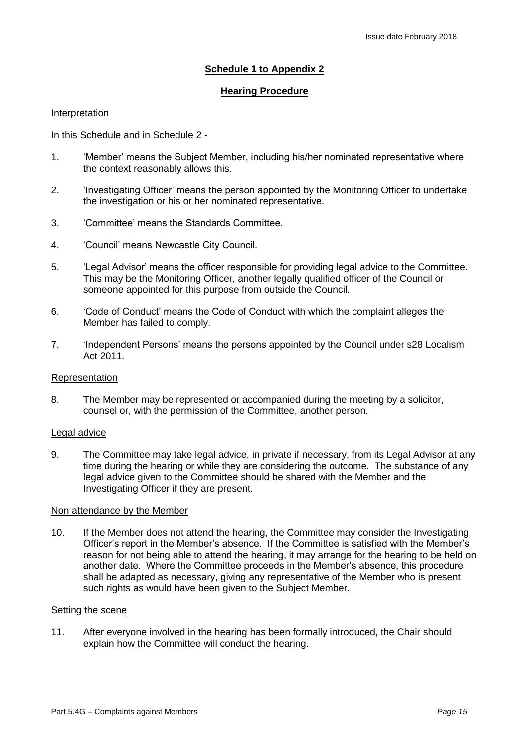## Schedule 1 to Appendix 2

## Hearing Procedure

Interpretation

In this Schedule and in Schedule 2 -

1. 'Member' means the Subject Member, including his/her nominated representative where the context reasonably allows this.
2. 'Investigating Officer' means the person appointed by the Monitoring Officer to undertake the investigation or his or her nominated representative.
3. 'Committee' means the Standards Committee.
4. 'Council' means Newcastle City Council.
5. 'Legal Advisor' means the officer responsible for providing legal advice to the Committee. This may be the Monitoring Officer, another legally qualified officer of the Council or someone appointed for this purpose from outside the Council.
6. 'Code of Conduct' means the Code of Conduct with which the complaint alleges the Member has failed to comply.
7. 'Independent Persons' means the persons appointed by the Council under s28 Localism Act 2011.

Representation

8. The Member may be represented or accompanied during the meeting by a solicitor, counsel or, with the permission of the Committee, another person.

Legal advice

9. The Committee may take legal advice, in private if necessary, from its Legal Advisor at any time during the hearing or while they are considering the outcome. The substance of any legal advice given to the Committee should be shared with the Member and the Investigating Officer if they are present.

Non attendance by the Member

10. If the Member does not attend the hearing, the Committee may consider the Investigating Officer's report in the Member's absence. If the Committee is satisfied with the Member's reason for not being able to attend the hearing, it may arrange for the hearing to be held on another date. Where the Committee proceeds in the Member's absence, this procedure shall be adapted as necessary, giving any representative of the Member who is present such rights as would have been given to the Subject Member.

Setting the scene

11. After everyone involved in the hearing has been formally introduced, the Chair should explain how the Committee will conduct the hearing.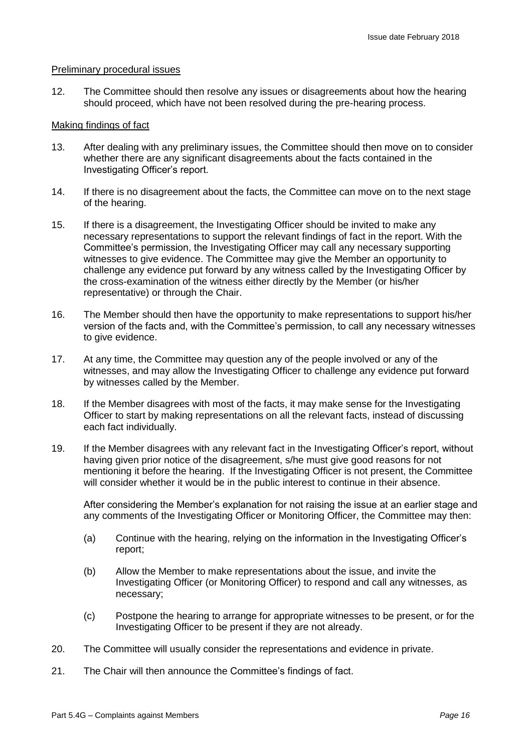## Preliminary procedural issues

12. The Committee should then resolve any issues or disagreements about how the hearing should proceed, which have not been resolved during the pre-hearing process.

## Making findings of fact

13. After dealing with any preliminary issues, the Committee should then move on to consider whether there are any significant disagreements about the facts contained in the Investigating Officer's report.

14. If there is no disagreement about the facts, the Committee can move on to the next stage of the hearing.

15. If there is a disagreement, the Investigating Officer should be invited to make any necessary representations to support the relevant findings of fact in the report. With the Committee's permission, the Investigating Officer may call any necessary supporting witnesses to give evidence. The Committee may give the Member an opportunity to challenge any evidence put forward by any witness called by the Investigating Officer by the cross-examination of the witness either directly by the Member (or his/her representative) or through the Chair.

16. The Member should then have the opportunity to make representations to support his/her version of the facts and, with the Committee's permission, to call any necessary witnesses to give evidence.

17. At any time, the Committee may question any of the people involved or any of the witnesses, and may allow the Investigating Officer to challenge any evidence put forward by witnesses called by the Member.

18. If the Member disagrees with most of the facts, it may make sense for the Investigating Officer to start by making representations on all the relevant facts, instead of discussing each fact individually.

19. If the Member disagrees with any relevant fact in the Investigating Officer's report, without having given prior notice of the disagreement, s/he must give good reasons for not mentioning it before the hearing. If the Investigating Officer is not present, the Committee will consider whether it would be in the public interest to continue in their absence.

    After considering the Member's explanation for not raising the issue at an earlier stage and any comments of the Investigating Officer or Monitoring Officer, the Committee may then:

    (a) Continue with the hearing, relying on the information in the Investigating Officer's report;

    (b) Allow the Member to make representations about the issue, and invite the Investigating Officer (or Monitoring Officer) to respond and call any witnesses, as necessary;

    (c) Postpone the hearing to arrange for appropriate witnesses to be present, or for the Investigating Officer to be present if they are not already.

20. The Committee will usually consider the representations and evidence in private.

21. The Chair will then announce the Committee's findings of fact.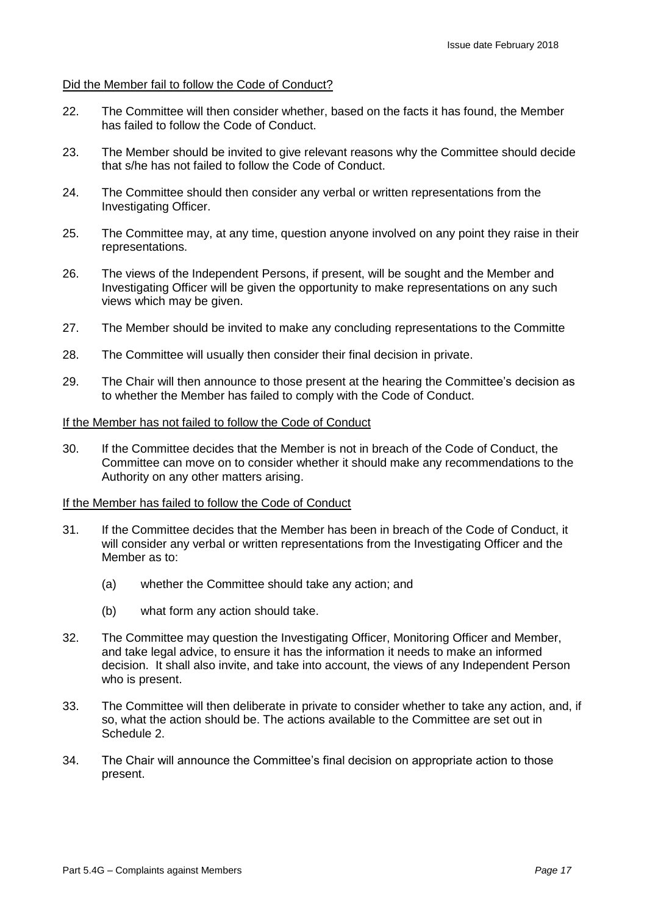Did the Member fail to follow the Code of Conduct?

22. The Committee will then consider whether, based on the facts it has found, the Member has failed to follow the Code of Conduct.

23. The Member should be invited to give relevant reasons why the Committee should decide that s/he has not failed to follow the Code of Conduct.

24. The Committee should then consider any verbal or written representations from the Investigating Officer.

25. The Committee may, at any time, question anyone involved on any point they raise in their representations.

26. The views of the Independent Persons, if present, will be sought and the Member and Investigating Officer will be given the opportunity to make representations on any such views which may be given.

27. The Member should be invited to make any concluding representations to the Committe

28. The Committee will usually then consider their final decision in private.

29. The Chair will then announce to those present at the hearing the Committee's decision as to whether the Member has failed to comply with the Code of Conduct.

If the Member has not failed to follow the Code of Conduct

30. If the Committee decides that the Member is not in breach of the Code of Conduct, the Committee can move on to consider whether it should make any recommendations to the Authority on any other matters arising.

If the Member has failed to follow the Code of Conduct

31. If the Committee decides that the Member has been in breach of the Code of Conduct, it will consider any verbal or written representations from the Investigating Officer and the Member as to:

    (a) whether the Committee should take any action; and

    (b) what form any action should take.

32. The Committee may question the Investigating Officer, Monitoring Officer and Member, and take legal advice, to ensure it has the information it needs to make an informed decision. It shall also invite, and take into account, the views of any Independent Person who is present.

33. The Committee will then deliberate in private to consider whether to take any action, and, if so, what the action should be. The actions available to the Committee are set out in Schedule 2.

34. The Chair will announce the Committee's final decision on appropriate action to those present.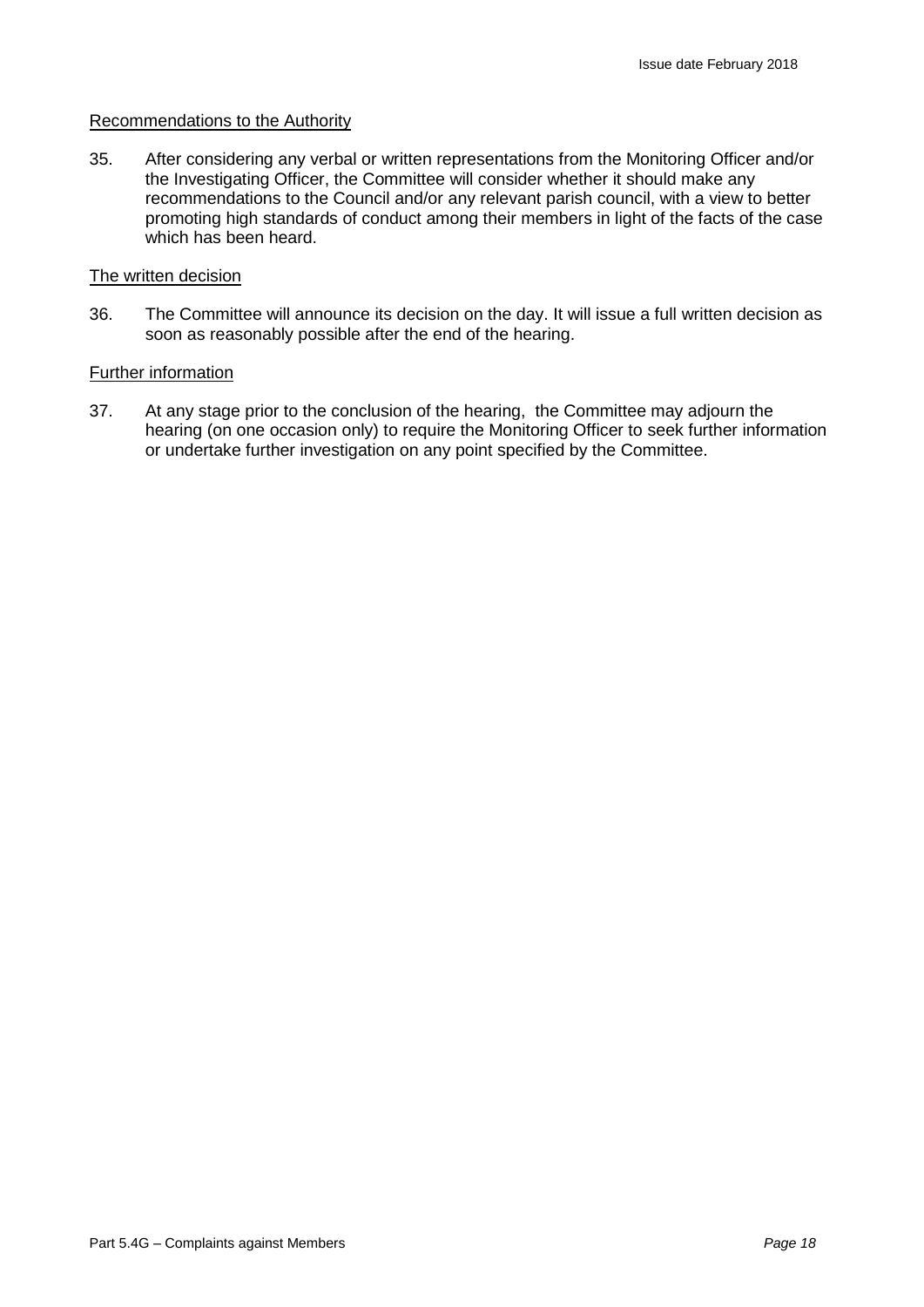Recommendations to the Authority

35. After considering any verbal or written representations from the Monitoring Officer and/or the Investigating Officer, the Committee will consider whether it should make any recommendations to the Council and/or any relevant parish council, with a view to better promoting high standards of conduct among their members in light of the facts of the case which has been heard.

The written decision

36. The Committee will announce its decision on the day. It will issue a full written decision as soon as reasonably possible after the end of the hearing.

Further information

37. At any stage prior to the conclusion of the hearing, the Committee may adjourn the hearing (on one occasion only) to require the Monitoring Officer to seek further information or undertake further investigation on any point specified by the Committee.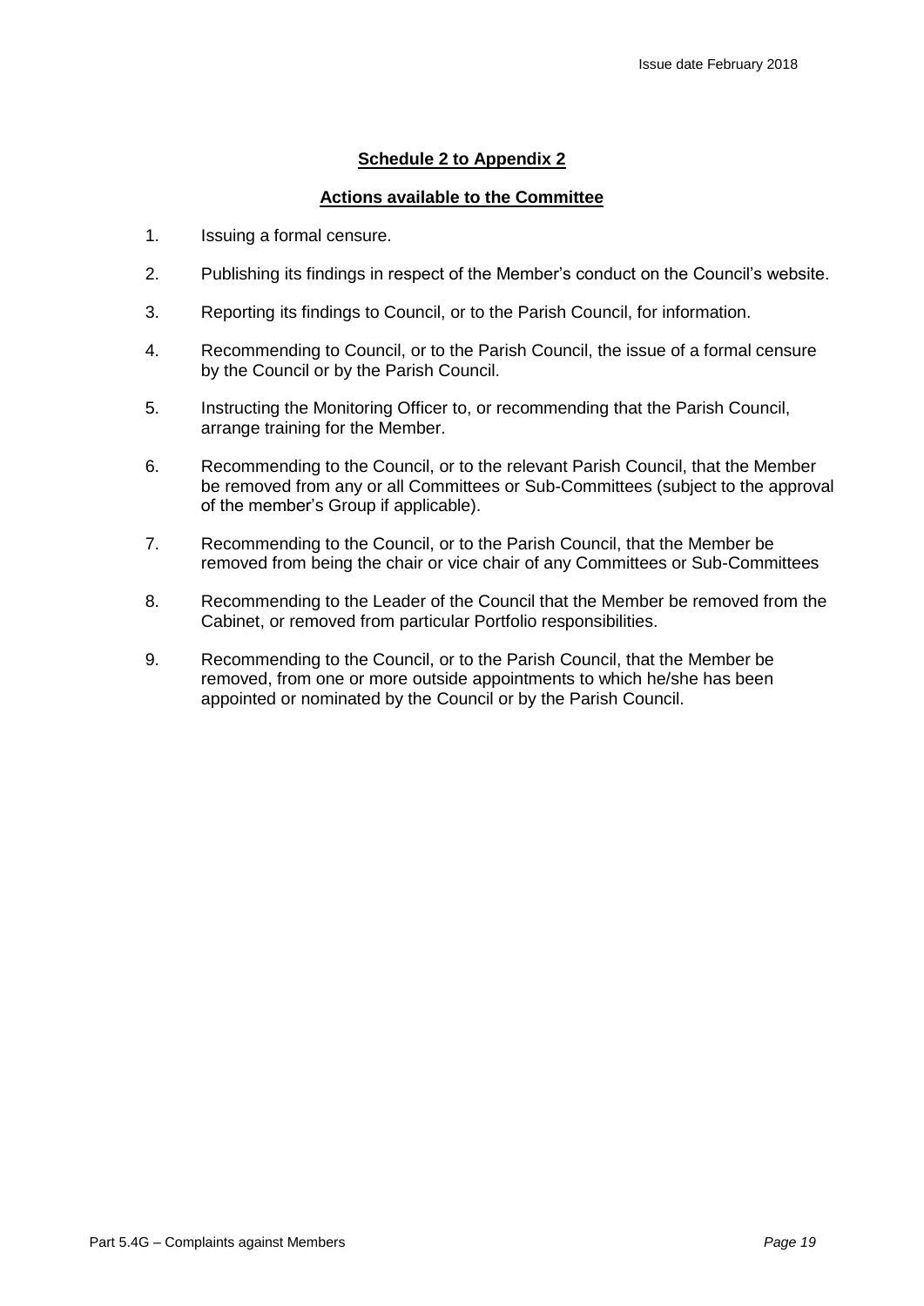## Schedule 2 to Appendix 2

### Actions available to the Committee

1. Issuing a formal censure.
2. Publishing its findings in respect of the Member's conduct on the Council's website.
3. Reporting its findings to Council, or to the Parish Council, for information.
4. Recommending to Council, or to the Parish Council, the issue of a formal censure by the Council or by the Parish Council.
5. Instructing the Monitoring Officer to, or recommending that the Parish Council, arrange training for the Member.
6. Recommending to the Council, or to the relevant Parish Council, that the Member be removed from any or all Committees or Sub-Committees (subject to the approval of the member's Group if applicable).
7. Recommending to the Council, or to the Parish Council, that the Member be removed from being the chair or vice chair of any Committees or Sub-Committees
8. Recommending to the Leader of the Council that the Member be removed from the Cabinet, or removed from particular Portfolio responsibilities.
9. Recommending to the Council, or to the Parish Council, that the Member be removed, from one or more outside appointments to which he/she has been appointed or nominated by the Council or by the Parish Council.